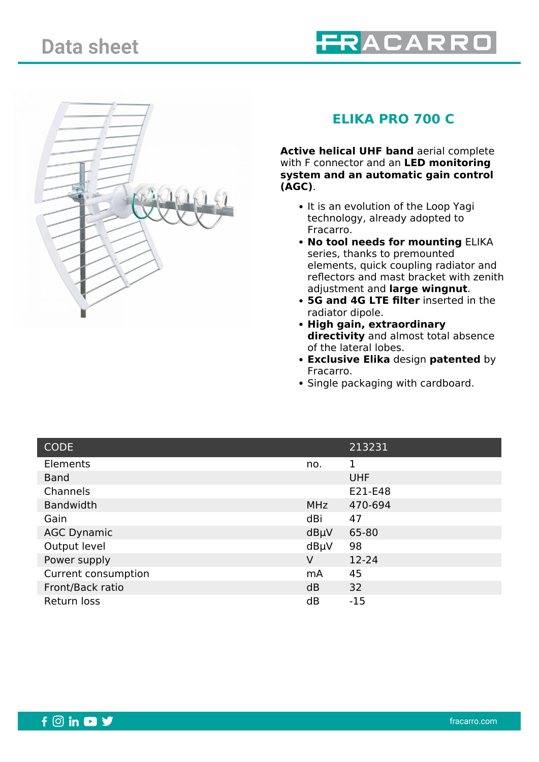# Data sheet

## ELIKA PRO 700 C

**Active helical UHF band** aerial complete with F connector and an **LED monitoring system and an automatic gain control (AGC)**.

- It is an evolution of the Loop Yagi technology, already adopted to Fracarro.
- **No tool needs for mounting** ELIKA series, thanks to premounted elements, quick coupling radiator and reflectors and mast bracket with zenith adjustment and **large wingnut**.
- **5G and 4G LTE filter** inserted in the radiator dipole.
- **High gain, extraordinary directivity** and almost total absence of the lateral lobes.
- **Exclusive Elika** design **patented** by Fracarro.
- Single packaging with cardboard.

| CODE | | 213231 |
|---|---|---|
| Elements | no. | 1 |
| Band | | UHF |
| Channels | | E21-E48 |
| Bandwidth | MHz | 470-694 |
| Gain | dBi | 47 |
| AGC Dynamic | dBµV | 65-80 |
| Output level | dBµV | 98 |
| Power supply | V | 12-24 |
| Current consumption | mA | 45 |
| Front/Back ratio | dB | 32 |
| Return loss | dB | -15 |

fracarro.com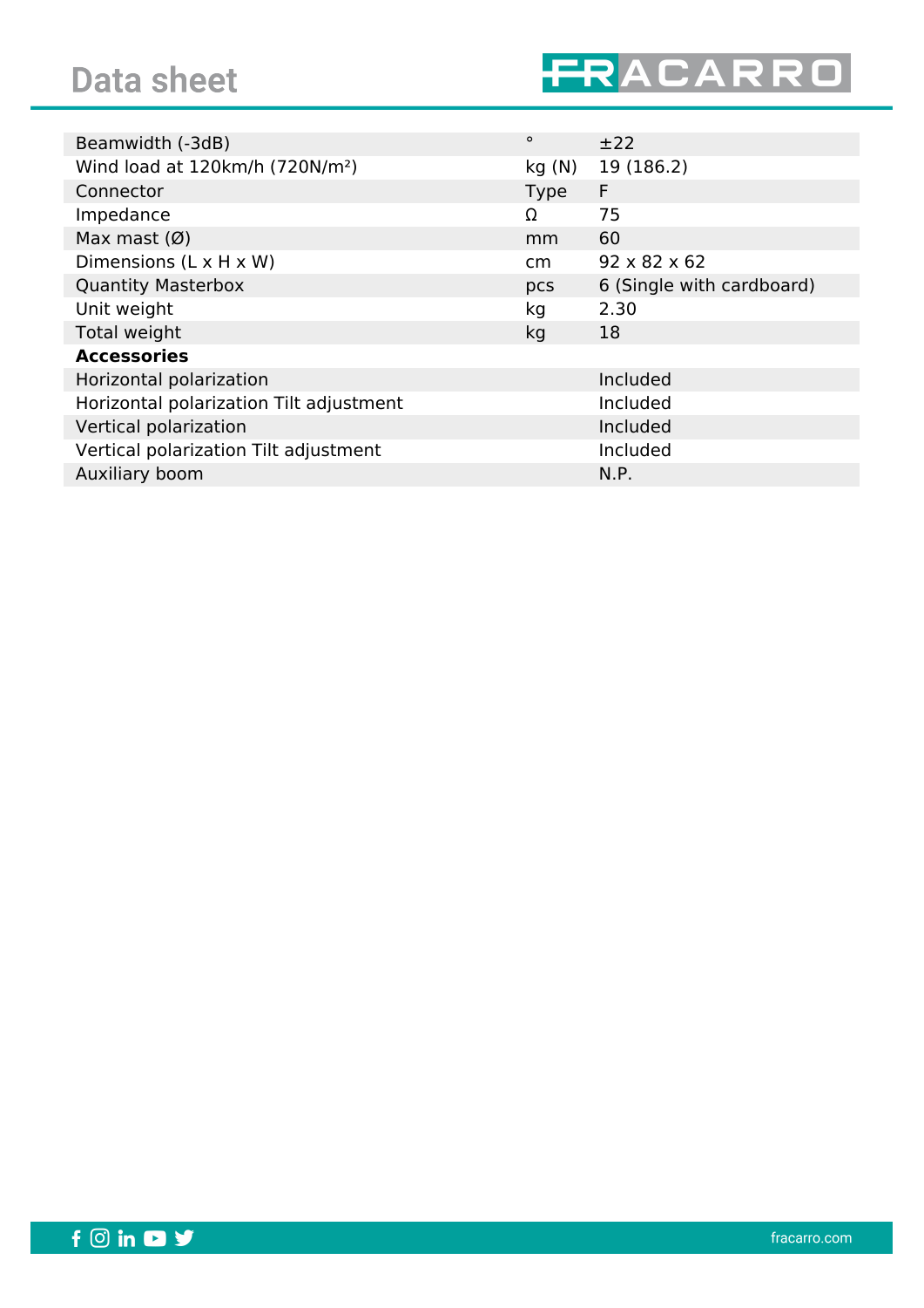| Parameter | Unit | Value |
|---|---|---|
| Beamwidth (-3dB) | ° | ±22 |
| Wind load at 120km/h (720N/m²) | kg (N) | 19 (186.2) |
| Connector | Type | F |
| Impedance | Ω | 75 |
| Max mast (Ø) | mm | 60 |
| Dimensions (L x H x W) | cm | 92 x 82 x 62 |
| Quantity Masterbox | pcs | 6 (Single with cardboard) |
| Unit weight | kg | 2.30 |
| Total weight | kg | 18 |
| **Accessories** | | |
| Horizontal polarization | | Included |
| Horizontal polarization Tilt adjustment | | Included |
| Vertical polarization | | Included |
| Vertical polarization Tilt adjustment | | Included |
| Auxiliary boom | | N.P. |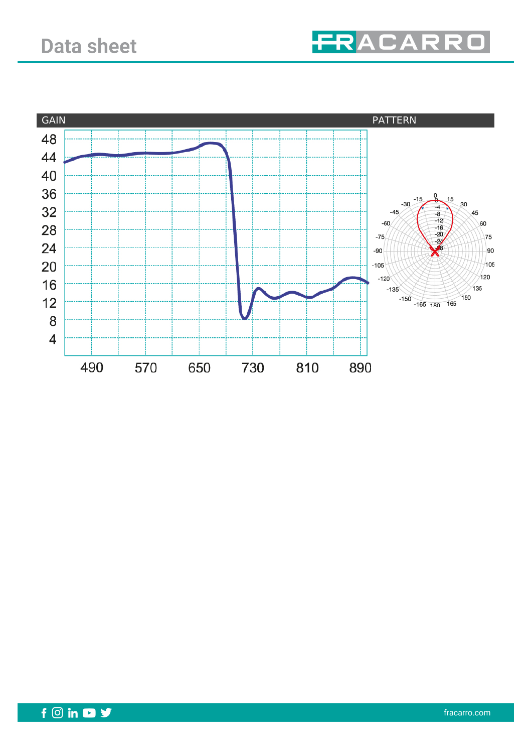GAIN

48
44
40
36
32
28
24
20
16
12
8
4

490 570 650 730 810 890

PATTERN

0 15 30 45 60 75 90 105 120 135 150 165 180 -165 -150 -135 -120 -105 -90 -75 -60 -45 -30 -15

0 -4 -8 -12 -16 -20 -24 -28